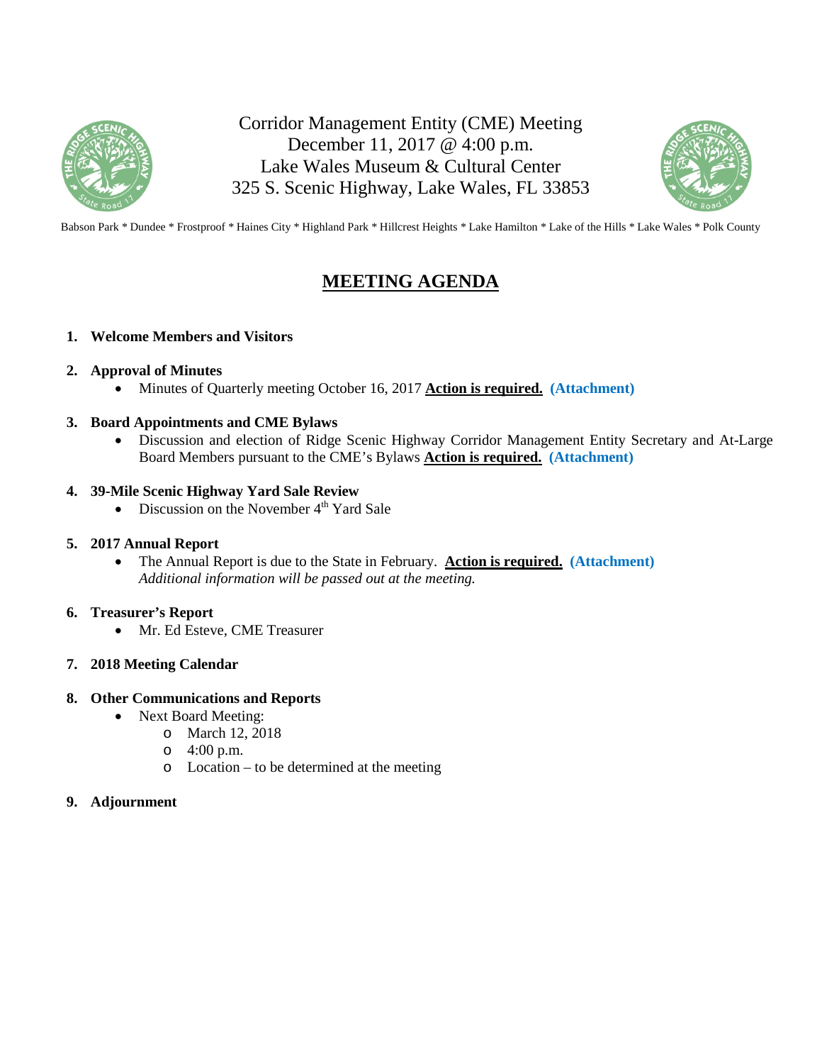Corridor Management Entity (CME) Meeting
December 11, 2017 @ 4:00 p.m.
Lake Wales Museum & Cultural Center
325 S. Scenic Highway, Lake Wales, FL 33853

Babson Park * Dundee * Frostproof * Haines City * Highland Park * Hillcrest Heights * Lake Hamilton * Lake of the Hills * Lake Wales * Polk County

# MEETING AGENDA

1. **Welcome Members and Visitors**

2. **Approval of Minutes**
   - Minutes of Quarterly meeting October 16, 2017 **Action is required.** **(Attachment)**

3. **Board Appointments and CME Bylaws**
   - Discussion and election of Ridge Scenic Highway Corridor Management Entity Secretary and At-Large Board Members pursuant to the CME's Bylaws **Action is required.** **(Attachment)**

4. **39-Mile Scenic Highway Yard Sale Review**
   - Discussion on the November 4th Yard Sale

5. **2017 Annual Report**
   - The Annual Report is due to the State in February. **Action is required.** **(Attachment)**
     *Additional information will be passed out at the meeting.*

6. **Treasurer's Report**
   - Mr. Ed Esteve, CME Treasurer

7. **2018 Meeting Calendar**

8. **Other Communications and Reports**
   - Next Board Meeting:
     - March 12, 2018
     - 4:00 p.m.
     - Location – to be determined at the meeting

9. **Adjournment**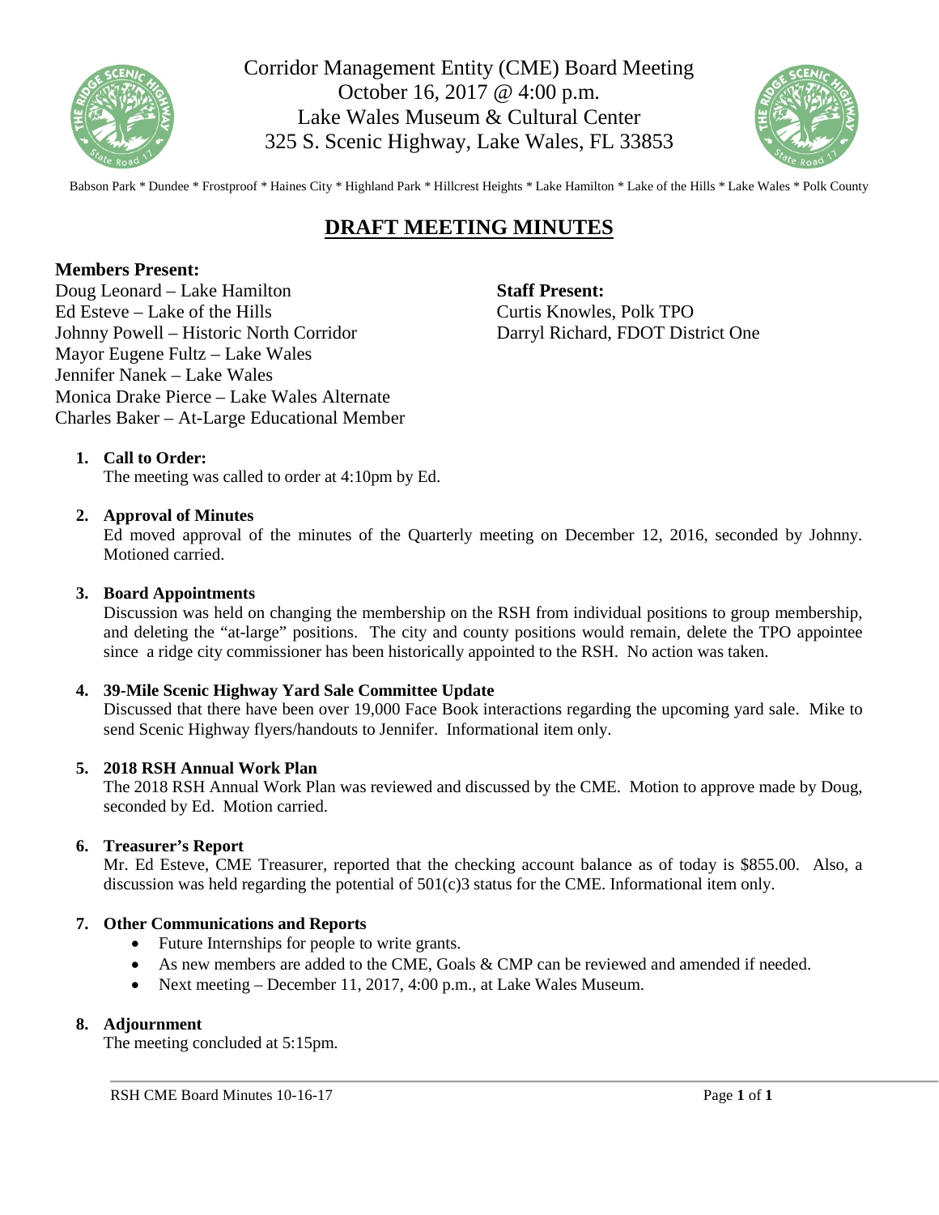Corridor Management Entity (CME) Board Meeting
October 16, 2017 @ 4:00 p.m.
Lake Wales Museum & Cultural Center
325 S. Scenic Highway, Lake Wales, FL 33853

Babson Park * Dundee * Frostproof * Haines City * Highland Park * Hillcrest Heights * Lake Hamilton * Lake of the Hills * Lake Wales * Polk County

# DRAFT MEETING MINUTES

**Members Present:**
Doug Leonard – Lake Hamilton
Ed Esteve – Lake of the Hills
Johnny Powell – Historic North Corridor
Mayor Eugene Fultz – Lake Wales
Jennifer Nanek – Lake Wales
Monica Drake Pierce – Lake Wales Alternate
Charles Baker – At-Large Educational Member

**Staff Present:**
Curtis Knowles, Polk TPO
Darryl Richard, FDOT District One

1. **Call to Order:**
The meeting was called to order at 4:10pm by Ed.

2. **Approval of Minutes**
Ed moved approval of the minutes of the Quarterly meeting on December 12, 2016, seconded by Johnny. Motioned carried.

3. **Board Appointments**
Discussion was held on changing the membership on the RSH from individual positions to group membership, and deleting the "at-large" positions. The city and county positions would remain, delete the TPO appointee since a ridge city commissioner has been historically appointed to the RSH. No action was taken.

4. **39-Mile Scenic Highway Yard Sale Committee Update**
Discussed that there have been over 19,000 Face Book interactions regarding the upcoming yard sale. Mike to send Scenic Highway flyers/handouts to Jennifer. Informational item only.

5. **2018 RSH Annual Work Plan**
The 2018 RSH Annual Work Plan was reviewed and discussed by the CME. Motion to approve made by Doug, seconded by Ed. Motion carried.

6. **Treasurer's Report**
Mr. Ed Esteve, CME Treasurer, reported that the checking account balance as of today is $855.00. Also, a discussion was held regarding the potential of 501(c)3 status for the CME. Informational item only.

7. **Other Communications and Reports**
   - Future Internships for people to write grants.
   - As new members are added to the CME, Goals & CMP can be reviewed and amended if needed.
   - Next meeting – December 11, 2017, 4:00 p.m., at Lake Wales Museum.

8. **Adjournment**
The meeting concluded at 5:15pm.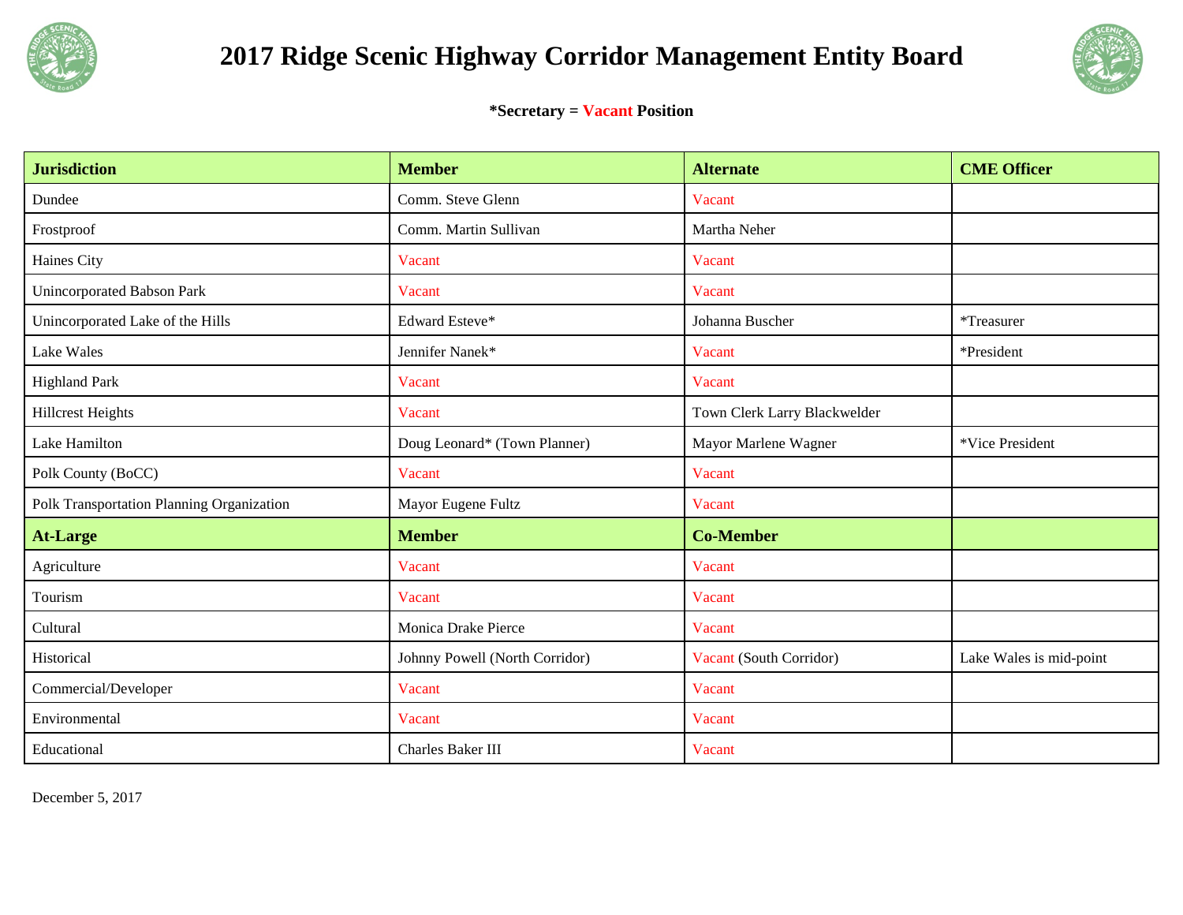# 2017 Ridge Scenic Highway Corridor Management Entity Board

**\*Secretary = Vacant Position**

| **Jurisdiction** | **Member** | **Alternate** | **CME Officer** |
|---|---|---|---|
| Dundee | Comm. Steve Glenn | Vacant | |
| Frostproof | Comm. Martin Sullivan | Martha Neher | |
| Haines City | Vacant | Vacant | |
| Unincorporated Babson Park | Vacant | Vacant | |
| Unincorporated Lake of the Hills | Edward Esteve* | Johanna Buscher | *Treasurer |
| Lake Wales | Jennifer Nanek* | Vacant | *President |
| Highland Park | Vacant | Vacant | |
| Hillcrest Heights | Vacant | Town Clerk Larry Blackwelder | |
| Lake Hamilton | Doug Leonard* (Town Planner) | Mayor Marlene Wagner | *Vice President |
| Polk County (BoCC) | Vacant | Vacant | |
| Polk Transportation Planning Organization | Mayor Eugene Fultz | Vacant | |
| **At-Large** | **Member** | **Co-Member** | |
| Agriculture | Vacant | Vacant | |
| Tourism | Vacant | Vacant | |
| Cultural | Monica Drake Pierce | Vacant | |
| Historical | Johnny Powell (North Corridor) | Vacant (South Corridor) | Lake Wales is mid-point |
| Commercial/Developer | Vacant | Vacant | |
| Environmental | Vacant | Vacant | |
| Educational | Charles Baker III | Vacant | |

December 5, 2017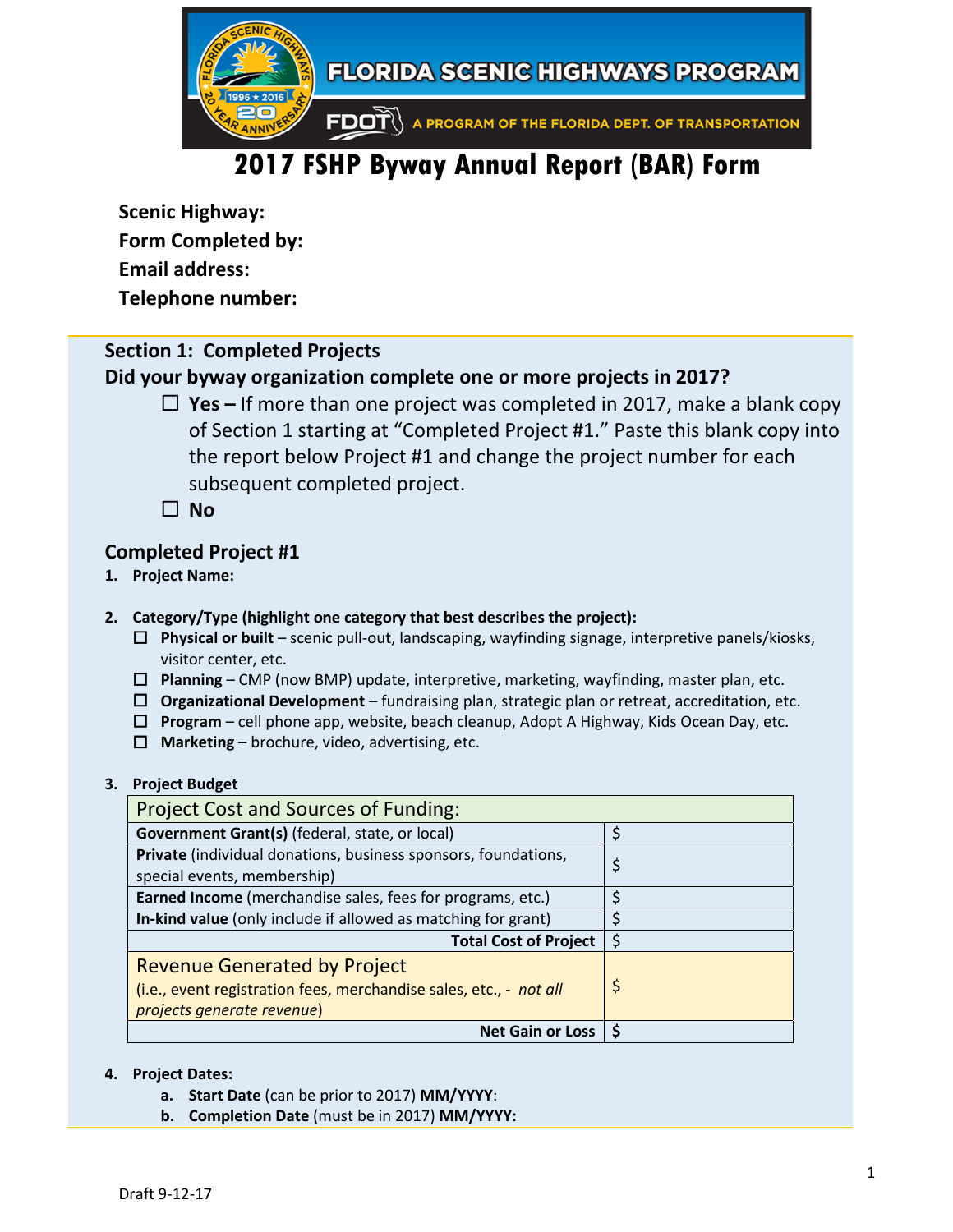# 2017 FSHP Byway Annual Report (BAR) Form

**Scenic Highway:**
**Form Completed by:**
**Email address:**
**Telephone number:**

## Section 1: Completed Projects

**Did your byway organization complete one or more projects in 2017?**

- ☐ **Yes –** If more than one project was completed in 2017, make a blank copy of Section 1 starting at "Completed Project #1." Paste this blank copy into the report below Project #1 and change the project number for each subsequent completed project.
- ☐ **No**

### Completed Project #1

1. **Project Name:**

2. **Category/Type (highlight one category that best describes the project):**
   - ☐ **Physical or built** – scenic pull-out, landscaping, wayfinding signage, interpretive panels/kiosks, visitor center, etc.
   - ☐ **Planning** – CMP (now BMP) update, interpretive, marketing, wayfinding, master plan, etc.
   - ☐ **Organizational Development** – fundraising plan, strategic plan or retreat, accreditation, etc.
   - ☐ **Program** – cell phone app, website, beach cleanup, Adopt A Highway, Kids Ocean Day, etc.
   - ☐ **Marketing** – brochure, video, advertising, etc.

3. **Project Budget**

| Project Cost and Sources of Funding: | |
|---|---|
| **Government Grant(s)** (federal, state, or local) | $ |
| **Private** (individual donations, business sponsors, foundations, special events, membership) | $ |
| **Earned Income** (merchandise sales, fees for programs, etc.) | $ |
| **In-kind value** (only include if allowed as matching for grant) | $ |
| **Total Cost of Project** | $ |
| Revenue Generated by Project (i.e., event registration fees, merchandise sales, etc., - *not all projects generate revenue*) | $ |
| **Net Gain or Loss** | **$** |

4. **Project Dates:**
   a. **Start Date** (can be prior to 2017) **MM/YYYY**:
   b. **Completion Date** (must be in 2017) **MM/YYYY:**

Draft 9-12-17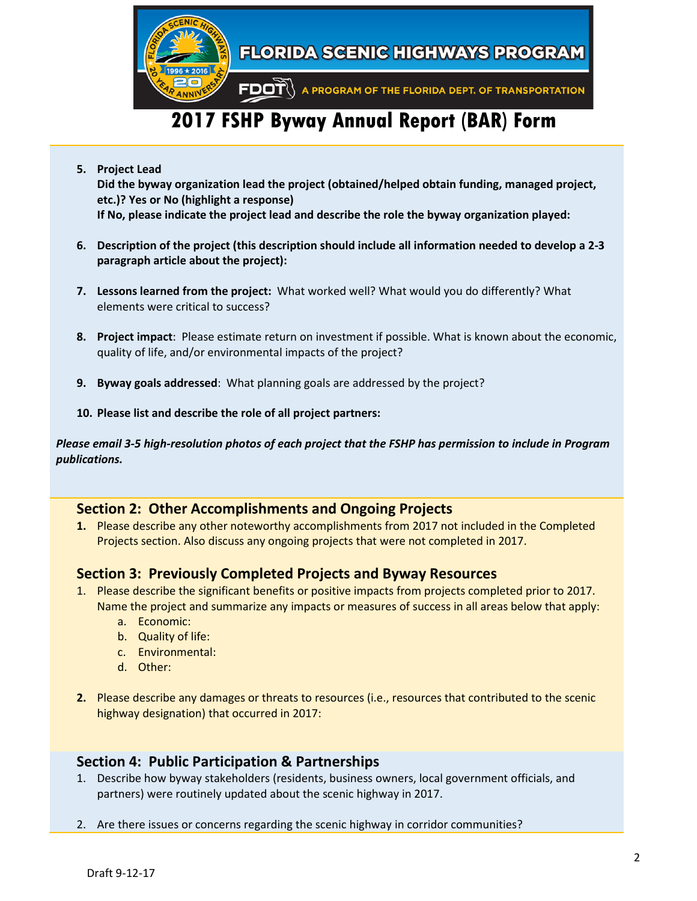# 2017 FSHP Byway Annual Report (BAR) Form

5. **Project Lead**
   **Did the byway organization lead the project (obtained/helped obtain funding, managed project, etc.)? Yes or No (highlight a response)**
   **If No, please indicate the project lead and describe the role the byway organization played:**

6. **Description of the project (this description should include all information needed to develop a 2-3 paragraph article about the project):**

7. **Lessons learned from the project:** What worked well? What would you do differently? What elements were critical to success?

8. **Project impact**: Please estimate return on investment if possible. What is known about the economic, quality of life, and/or environmental impacts of the project?

9. **Byway goals addressed**: What planning goals are addressed by the project?

10. **Please list and describe the role of all project partners:**

***Please email 3-5 high-resolution photos of each project that the FSHP has permission to include in Program publications.***

## Section 2: Other Accomplishments and Ongoing Projects

1. Please describe any other noteworthy accomplishments from 2017 not included in the Completed Projects section. Also discuss any ongoing projects that were not completed in 2017.

## Section 3: Previously Completed Projects and Byway Resources

1. Please describe the significant benefits or positive impacts from projects completed prior to 2017. Name the project and summarize any impacts or measures of success in all areas below that apply:
   a. Economic:
   b. Quality of life:
   c. Environmental:
   d. Other:

2. Please describe any damages or threats to resources (i.e., resources that contributed to the scenic highway designation) that occurred in 2017:

## Section 4: Public Participation & Partnerships

1. Describe how byway stakeholders (residents, business owners, local government officials, and partners) were routinely updated about the scenic highway in 2017.

2. Are there issues or concerns regarding the scenic highway in corridor communities?

Draft 9-12-17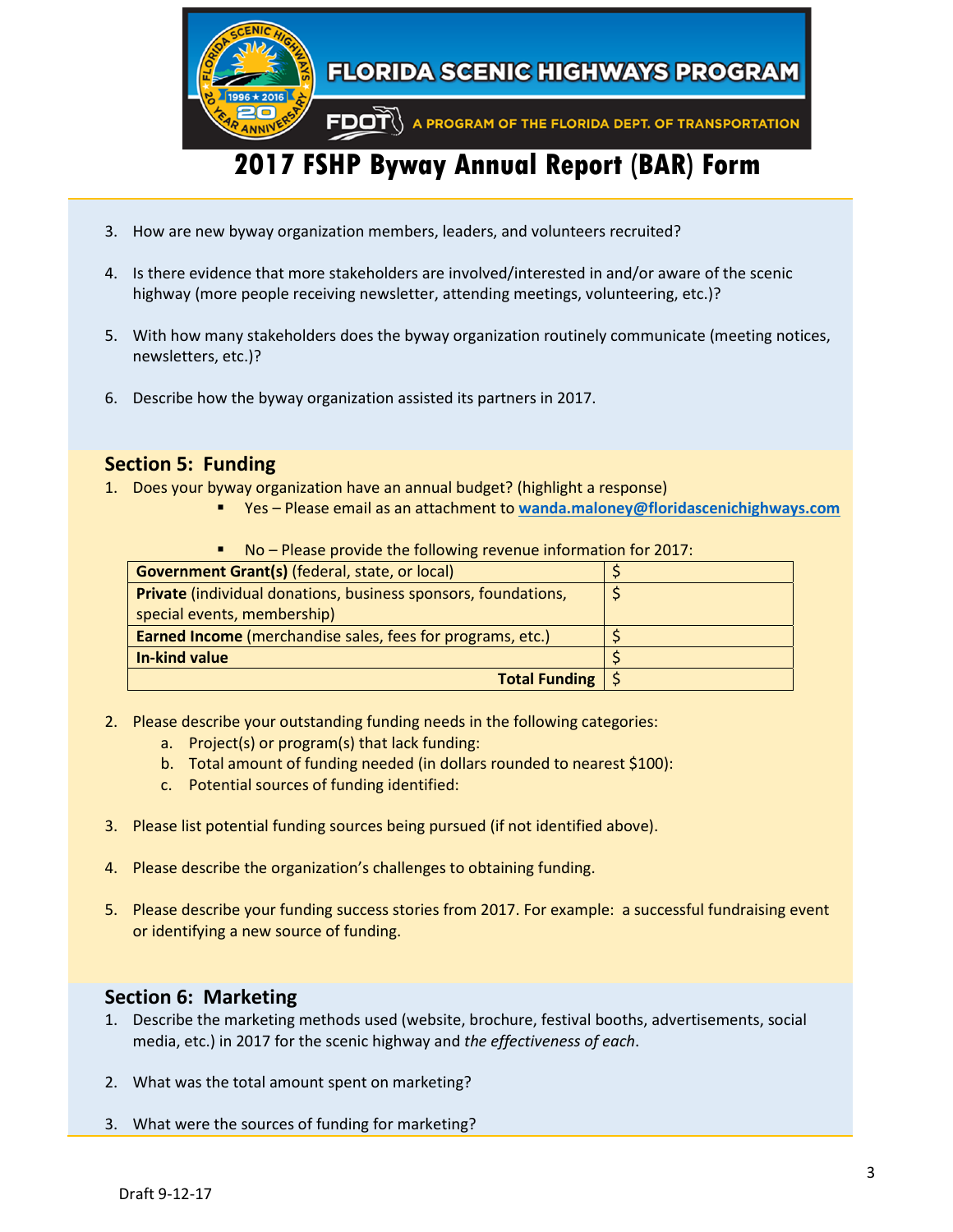3. How are new byway organization members, leaders, and volunteers recruited?

4. Is there evidence that more stakeholders are involved/interested in and/or aware of the scenic highway (more people receiving newsletter, attending meetings, volunteering, etc.)?

5. With how many stakeholders does the byway organization routinely communicate (meeting notices, newsletters, etc.)?

6. Describe how the byway organization assisted its partners in 2017.

## Section 5: Funding

1. Does your byway organization have an annual budget? (highlight a response)
   - Yes – Please email as an attachment to wanda.maloney@floridascenichighways.com
   - No – Please provide the following revenue information for 2017:

| | |
|---|---|
| **Government Grant(s)** (federal, state, or local) | $ |
| **Private** (individual donations, business sponsors, foundations, special events, membership) | $ |
| **Earned Income** (merchandise sales, fees for programs, etc.) | $ |
| **In-kind value** | $ |
| **Total Funding** | $ |

2. Please describe your outstanding funding needs in the following categories:
   a. Project(s) or program(s) that lack funding:
   b. Total amount of funding needed (in dollars rounded to nearest $100):
   c. Potential sources of funding identified:

3. Please list potential funding sources being pursued (if not identified above).

4. Please describe the organization's challenges to obtaining funding.

5. Please describe your funding success stories from 2017. For example: a successful fundraising event or identifying a new source of funding.

## Section 6: Marketing

1. Describe the marketing methods used (website, brochure, festival booths, advertisements, social media, etc.) in 2017 for the scenic highway and *the effectiveness of each*.

2. What was the total amount spent on marketing?

3. What were the sources of funding for marketing?

Draft 9-12-17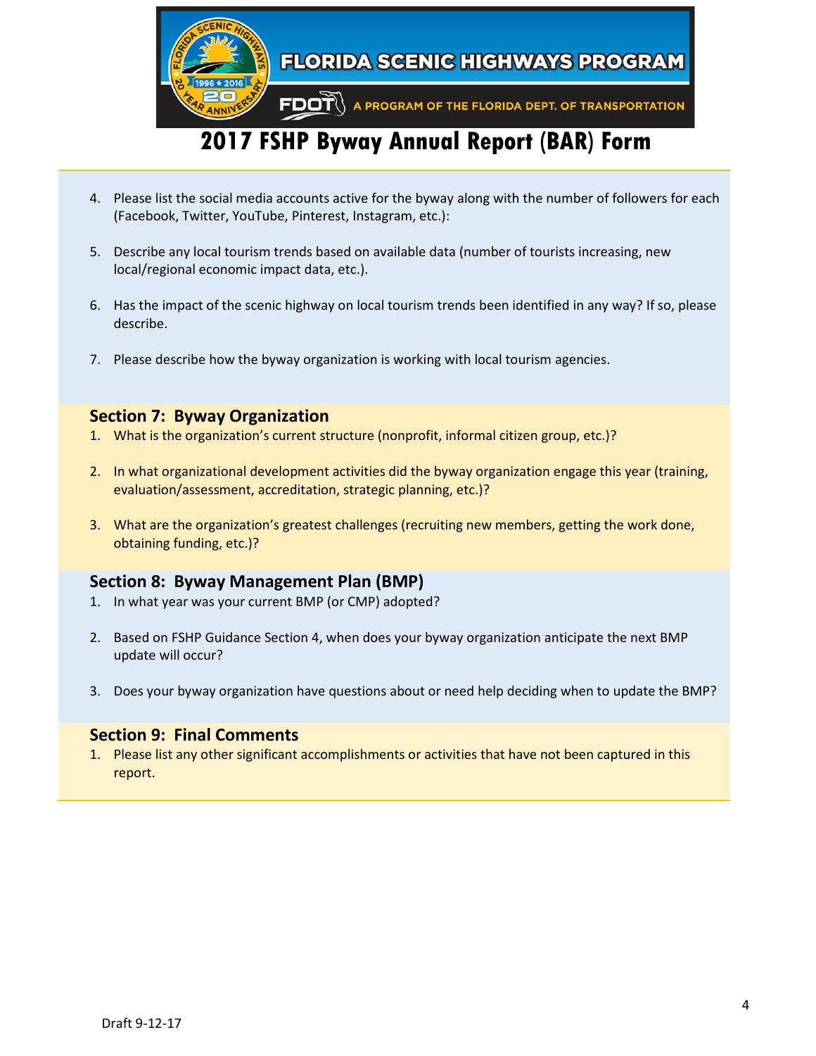# 2017 FSHP Byway Annual Report (BAR) Form

4. Please list the social media accounts active for the byway along with the number of followers for each (Facebook, Twitter, YouTube, Pinterest, Instagram, etc.):

5. Describe any local tourism trends based on available data (number of tourists increasing, new local/regional economic impact data, etc.).

6. Has the impact of the scenic highway on local tourism trends been identified in any way? If so, please describe.

7. Please describe how the byway organization is working with local tourism agencies.

## Section 7: Byway Organization

1. What is the organization's current structure (nonprofit, informal citizen group, etc.)?

2. In what organizational development activities did the byway organization engage this year (training, evaluation/assessment, accreditation, strategic planning, etc.)?

3. What are the organization's greatest challenges (recruiting new members, getting the work done, obtaining funding, etc.)?

## Section 8: Byway Management Plan (BMP)

1. In what year was your current BMP (or CMP) adopted?

2. Based on FSHP Guidance Section 4, when does your byway organization anticipate the next BMP update will occur?

3. Does your byway organization have questions about or need help deciding when to update the BMP?

## Section 9: Final Comments

1. Please list any other significant accomplishments or activities that have not been captured in this report.

Draft 9-12-17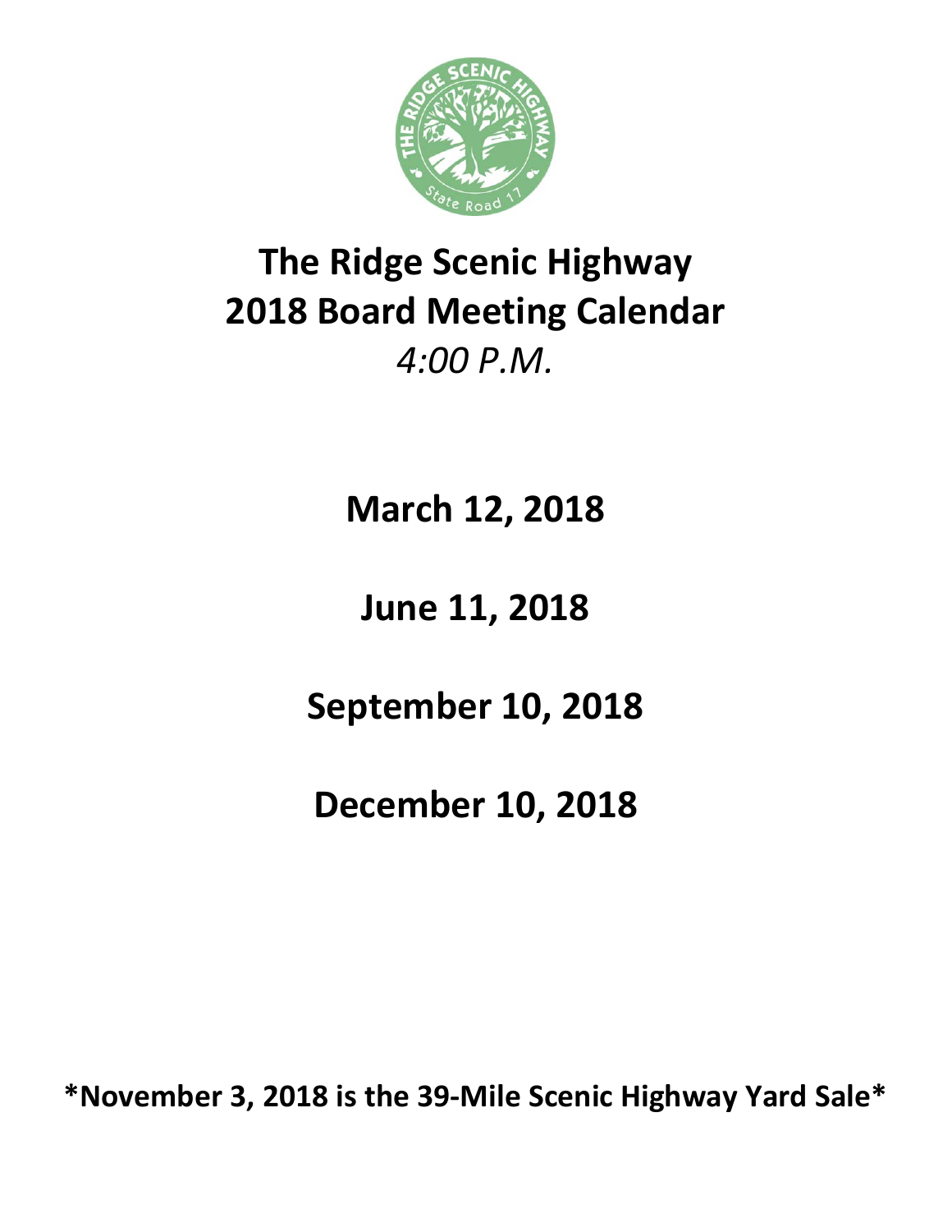# The Ridge Scenic Highway
# 2018 Board Meeting Calendar

*4:00 P.M.*

**March 12, 2018**

**June 11, 2018**

**September 10, 2018**

**December 10, 2018**

**\*November 3, 2018 is the 39-Mile Scenic Highway Yard Sale\***